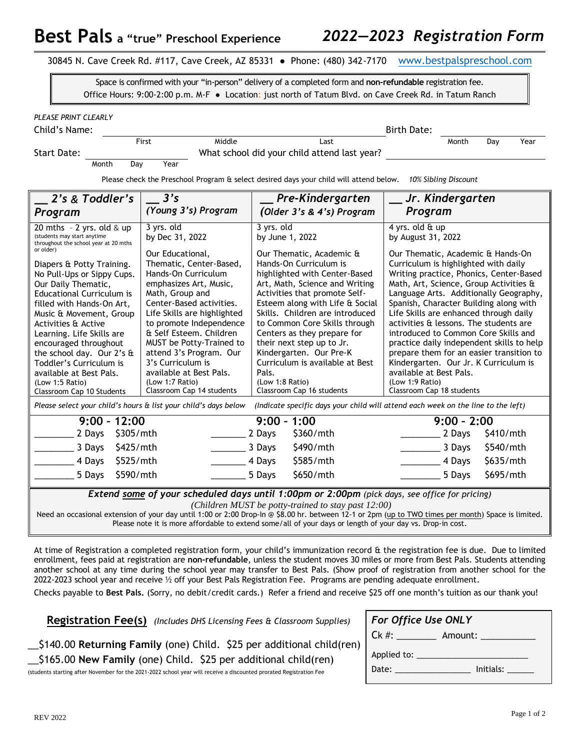# Best Pals a "true" Preschool Experience

## *2022—2023 Registration Form*

30845 N. Cave Creek Rd. #117, Cave Creek, AZ 85331 • Phone: (480) 342-7170 www.bestpalspreschool.com

Space is confirmed with your "in-person" delivery of a completed form and **non-refundable** registration fee.
Office Hours: 9:00-2:00 p.m. M-F • Location: just north of Tatum Blvd. on Cave Creek Rd. in Tatum Ranch

*PLEASE PRINT CLEARLY*

Child's Name: ______________________________ Birth Date: ____________
First Middle Last Month Day Year

Start Date: ____________ What school did your child attend last year? ____________________
Month Day Year

Please check the Preschool Program & select desired days your child will attend below. *10% Sibling Discount*

| __ 2's & Toddler's Program | __ 3's (Young 3's) Program | __ Pre-Kindergarten (Older 3's & 4's) Program | __ Jr. Kindergarten Program |
|---|---|---|---|
| 20 mths - 2 yrs. old & up (students may start anytime throughout the school year at 20 mths or older) | 3 yrs. old by Dec 31, 2022 | 3 yrs. old by June 1, 2022 | 4 yrs. old & up by August 31, 2022 |
| Diapers & Potty Training. No Pull-Ups or Sippy Cups. Our Daily Thematic, Educational Curriculum is filled with Hands-On Art, Music & Movement, Group Activities & Active Learning. Life Skills are encouraged throughout the school day. Our 2's & Toddler's Curriculum is available at Best Pals. | Our Educational, Thematic, Center-Based, Hands-On Curriculum emphasizes Art, Music, Math, Group and Center-Based activities. Life Skills are highlighted to promote Independence & Self Esteem. Children MUST be Potty-Trained to attend 3's Program. Our 3's Curriculum is available at Best Pals. | Our Thematic, Academic & Hands-On Curriculum is highlighted with Center-Based Art, Math, Science and Writing Activities that promote Self-Esteem along with Life & Social Skills. Children are introduced to Common Core Skills through Centers as they prepare for their next step up to Jr. Kindergarten. Our Pre-K Curriculum is available at Best Pals. | Our Thematic, Academic & Hands-On Curriculum is highlighted with daily Writing practice, Phonics, Center-Based Math, Art, Science, Group Activities & Language Arts. Additionally Geography, Spanish, Character Building along with Life Skills are enhanced through daily activities & lessons. The students are introduced to Common Core Skills and practice daily independent skills to help prepare them for an easier transition to Kindergarten. Our Jr. K Curriculum is available at Best Pals. |
| (Low 1:5 Ratio) Classroom Cap 10 Students | (Low 1:7 Ratio) Classroom Cap 14 students | (Low 1:8 Ratio) Classroom Cap 16 students | (Low 1:9 Ratio) Classroom Cap 18 students |

*Please select your child's hours & list your child's days below* *(Indicate specific days your child will attend each week on the line to the left)*

| 9:00 - 12:00 | | 9:00 - 1:00 | | 9:00 - 2:00 | |
|---|---|---|---|---|---|
| ________ 2 Days | $305/mth | ________ 2 Days | $360/mth | ________ 2 Days | $410/mth |
| ________ 3 Days | $425/mth | ________ 3 Days | $490/mth | ________ 3 Days | $540/mth |
| ________ 4 Days | $525/mth | ________ 4 Days | $585/mth | ________ 4 Days | $635/mth |
| ________ 5 Days | $590/mth | ________ 5 Days | $650/mth | ________ 5 Days | $695/mth |

***Extend some of your scheduled days until 1:00pm or 2:00pm*** *(pick days, see office for pricing)*
*(Children MUST be potty-trained to stay past 12:00)*
Need an occasional extension of your day until 1:00 or 2:00 Drop-In @ $8.00 hr. between 12-1 or 2pm (up to TWO times per month) Space is limited.
Please note it is more affordable to extend some/all of your days or length of your day vs. Drop-in cost.

At time of Registration a completed registration form, your child's immunization record & the registration fee is due. Due to limited enrollment, fees paid at registration are **non-refundable**, unless the student moves 30 miles or more from Best Pals. Students attending another school at any time during the school year may transfer to Best Pals. (Show proof of registration from another school for the 2022-2023 school year and receive ½ off your Best Pals Registration Fee. Programs are pending adequate enrollment.

Checks payable to **Best Pals.** (Sorry, no debit/credit cards.) Refer a friend and receive $25 off one month's tuition as our thank you!

**Registration Fee(s)** *(Includes DHS Licensing Fees & Classroom Supplies)*

__$140.00 **Returning Family** (one) Child. $25 per additional child(ren)

__$165.00 **New Family** (one) Child. $25 per additional child(ren)

(students starting after November for the 2021-2022 school year will receive a discounted prorated Registration Fee

***For Office Use ONLY***
Ck #: ________ Amount: ___________
Applied to: ________________________
Date: ________________ Initials: ______

REV 2022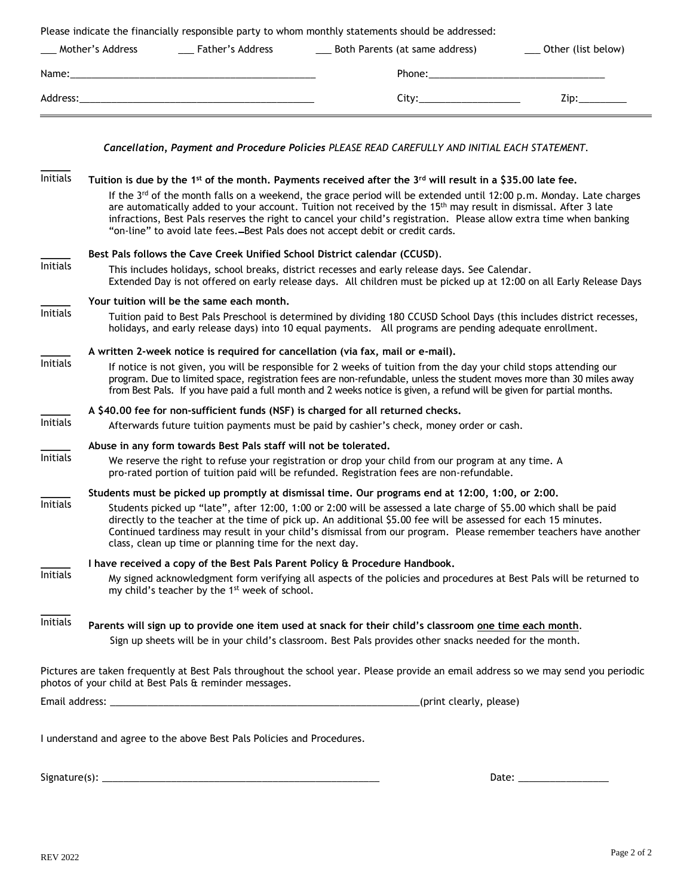Please indicate the financially responsible party to whom monthly statements should be addressed:

___ Mother's Address ___ Father's Address ___ Both Parents (at same address) ___ Other (list below)

Name:_____________________________________________ Phone:_________________________________

Address:___________________________________________ City:___________________ Zip:_________

---

***Cancellation, Payment and Procedure Policies** PLEASE READ CAREFULLY AND INITIAL EACH STATEMENT.*

_____ Initials **Tuition is due by the 1st of the month. Payments received after the 3rd will result in a $35.00 late fee.**

If the 3rd of the month falls on a weekend, the grace period will be extended until 12:00 p.m. Monday. Late charges are automatically added to your account. Tuition not received by the 15th may result in dismissal. After 3 late infractions, Best Pals reserves the right to cancel your child's registration. Please allow extra time when banking "on-line" to avoid late fees. Best Pals does not accept debit or credit cards.

_____ Initials **Best Pals follows the Cave Creek Unified School District calendar (CCUSD)**.

This includes holidays, school breaks, district recesses and early release days. See Calendar.
Extended Day is not offered on early release days. All children must be picked up at 12:00 on all Early Release Days

_____ Initials **Your tuition will be the same each month.**

Tuition paid to Best Pals Preschool is determined by dividing 180 CCUSD School Days (this includes district recesses, holidays, and early release days) into 10 equal payments. All programs are pending adequate enrollment.

_____ Initials **A written 2-week notice is required for cancellation (via fax, mail or e-mail).**

If notice is not given, you will be responsible for 2 weeks of tuition from the day your child stops attending our program. Due to limited space, registration fees are non-refundable, unless the student moves more than 30 miles away from Best Pals. If you have paid a full month and 2 weeks notice is given, a refund will be given for partial months.

_____ Initials **A $40.00 fee for non-sufficient funds (NSF) is charged for all returned checks.**

Afterwards future tuition payments must be paid by cashier's check, money order or cash.

_____ Initials **Abuse in any form towards Best Pals staff will not be tolerated.**

We reserve the right to refuse your registration or drop your child from our program at any time. A pro-rated portion of tuition paid will be refunded. Registration fees are non-refundable.

_____ Initials **Students must be picked up promptly at dismissal time. Our programs end at 12:00, 1:00, or 2:00.**

Students picked up "late", after 12:00, 1:00 or 2:00 will be assessed a late charge of $5.00 which shall be paid directly to the teacher at the time of pick up. An additional $5.00 fee will be assessed for each 15 minutes. Continued tardiness may result in your child's dismissal from our program. Please remember teachers have another class, clean up time or planning time for the next day.

_____ Initials **I have received a copy of the Best Pals Parent Policy & Procedure Handbook.**

My signed acknowledgment form verifying all aspects of the policies and procedures at Best Pals will be returned to my child's teacher by the 1st week of school.

_____ Initials **Parents will sign up to provide one item used at snack for their child's classroom <u>one time each month</u>.**

Sign up sheets will be in your child's classroom. Best Pals provides other snacks needed for the month.

Pictures are taken frequently at Best Pals throughout the school year. Please provide an email address so we may send you periodic photos of your child at Best Pals & reminder messages.

Email address: ____________________________________________________________(print clearly, please)

I understand and agree to the above Best Pals Policies and Procedures.

Signature(s): ______________________________________________________ Date: _________________

REV 2022